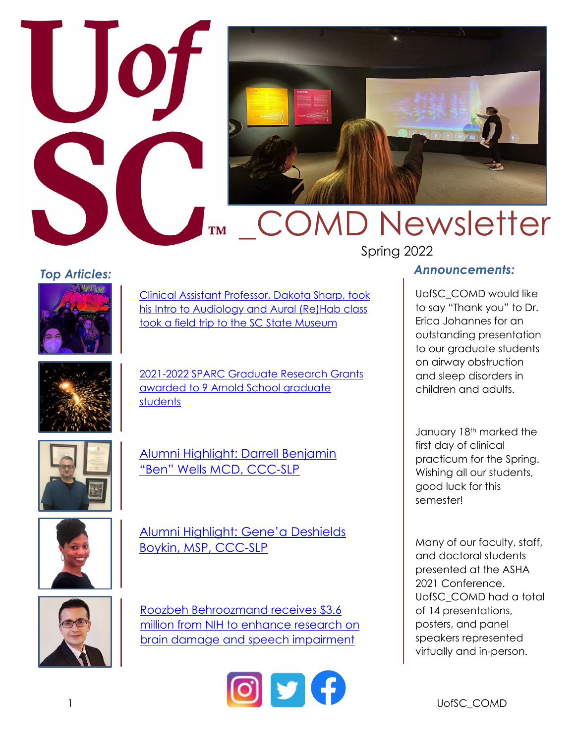# UofSC_COMD Newsletter

Spring 2022

## *Top Articles:*

Clinical Assistant Professor, Dakota Sharp, took his Intro to Audiology and Aural (Re)Hab class took a field trip to the SC State Museum

2021-2022 SPARC Graduate Research Grants awarded to 9 Arnold School graduate students

Alumni Highlight: Darrell Benjamin "Ben" Wells MCD, CCC-SLP

Alumni Highlight: Gene'a Deshields Boykin, MSP, CCC-SLP

Roozbeh Behroozmand receives $3.6 million from NIH to enhance research on brain damage and speech impairment

## *Announcements:*

UofSC_COMD would like to say "Thank you" to Dr. Erica Johannes for an outstanding presentation to our graduate students on airway obstruction and sleep disorders in children and adults.

January 18th marked the first day of clinical practicum for the Spring. Wishing all our students, good luck for this semester!

Many of our faculty, staff, and doctoral students presented at the ASHA 2021 Conference. UofSC_COMD had a total of 14 presentations, posters, and panel speakers represented virtually and in-person.

UofSC_COMD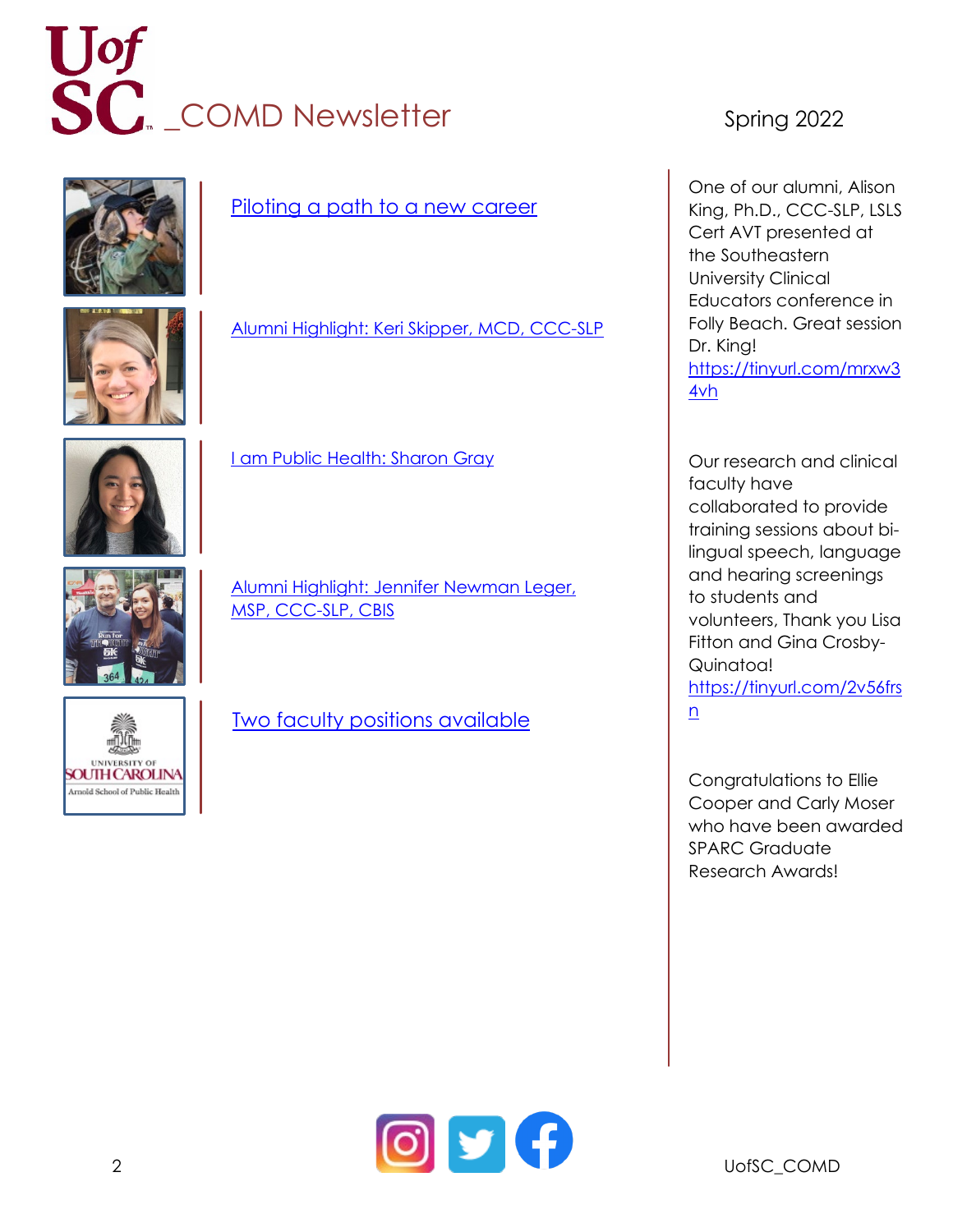# UofSC _COMD Newsletter

Spring 2022

Piloting a path to a new career

Alumni Highlight: Keri Skipper, MCD, CCC-SLP

I am Public Health: Sharon Gray

Alumni Highlight: Jennifer Newman Leger, MSP, CCC-SLP, CBIS

Two faculty positions available

One of our alumni, Alison King, Ph.D., CCC-SLP, LSLS Cert AVT presented at the Southeastern University Clinical Educators conference in Folly Beach. Great session Dr. King! https://tinyurl.com/mrxw34vh

Our research and clinical faculty have collaborated to provide training sessions about bi-lingual speech, language and hearing screenings to students and volunteers, Thank you Lisa Fitton and Gina Crosby-Quinatoa! https://tinyurl.com/2v56frsn

Congratulations to Ellie Cooper and Carly Moser who have been awarded SPARC Graduate Research Awards!

UofSC_COMD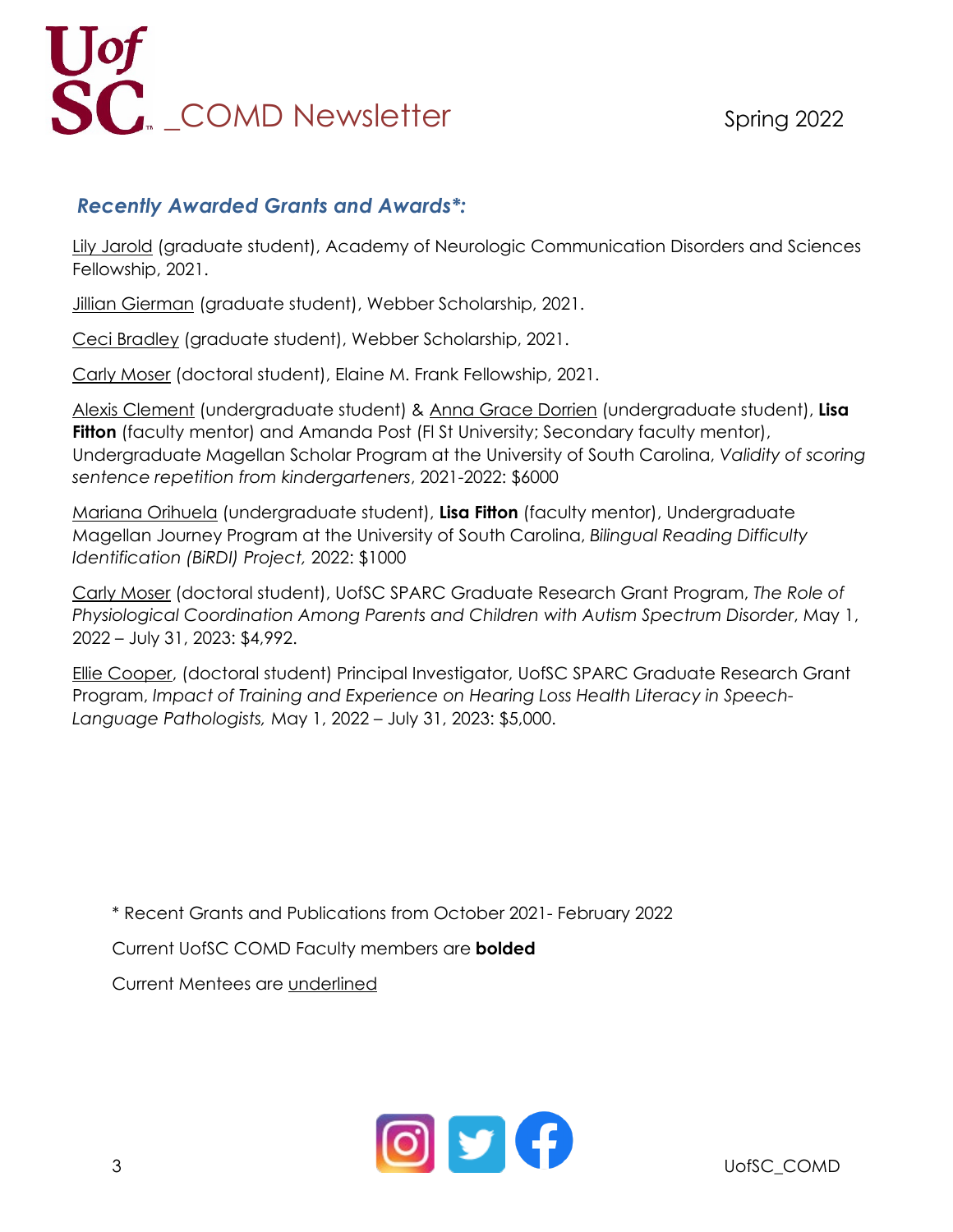## *Recently Awarded Grants and Awards*:*

<u>Lily Jarold</u> (graduate student), Academy of Neurologic Communication Disorders and Sciences Fellowship, 2021.

<u>Jillian Gierman</u> (graduate student), Webber Scholarship, 2021.

<u>Ceci Bradley</u> (graduate student), Webber Scholarship, 2021.

<u>Carly Moser</u> (doctoral student), Elaine M. Frank Fellowship, 2021.

<u>Alexis Clement</u> (undergraduate student) & <u>Anna Grace Dorrien</u> (undergraduate student), **Lisa Fitton** (faculty mentor) and Amanda Post (Fl St University; Secondary faculty mentor), Undergraduate Magellan Scholar Program at the University of South Carolina, *Validity of scoring sentence repetition from kindergarteners*, 2021-2022: $6000

<u>Mariana Orihuela</u> (undergraduate student), **Lisa Fitton** (faculty mentor), Undergraduate Magellan Journey Program at the University of South Carolina, *Bilingual Reading Difficulty Identification (BiRDI) Project,* 2022: $1000

<u>Carly Moser</u> (doctoral student), UofSC SPARC Graduate Research Grant Program, *The Role of Physiological Coordination Among Parents and Children with Autism Spectrum Disorder*, May 1, 2022 – July 31, 2023: $4,992.

<u>Ellie Cooper</u>, (doctoral student) Principal Investigator, UofSC SPARC Graduate Research Grant Program, *Impact of Training and Experience on Hearing Loss Health Literacy in Speech-Language Pathologists,* May 1, 2022 – July 31, 2023: $5,000.

* Recent Grants and Publications from October 2021- February 2022

Current UofSC COMD Faculty members are **bolded**

Current Mentees are <u>underlined</u>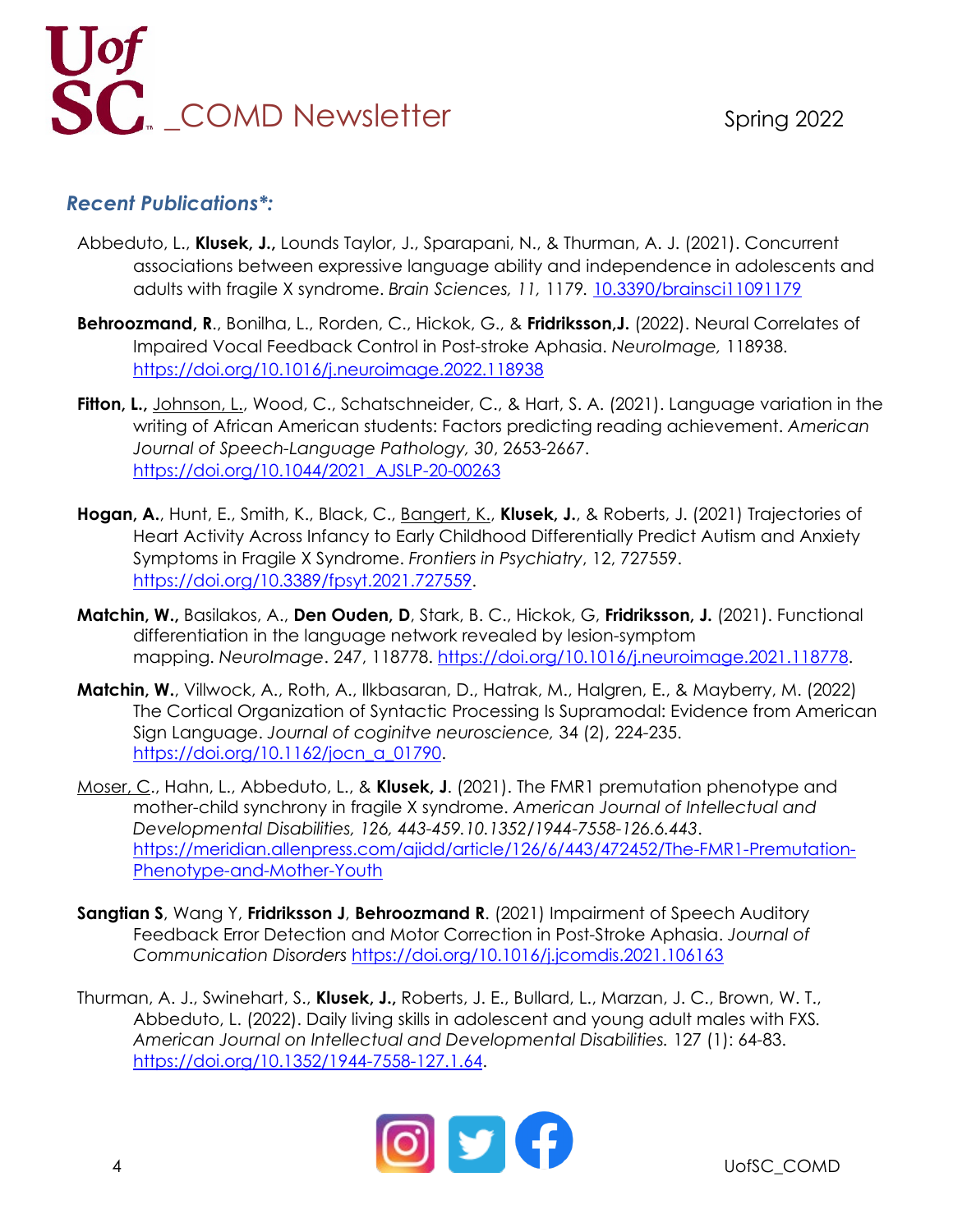### *Recent Publications*:*

Abbeduto, L., **Klusek, J.,** Lounds Taylor, J., Sparapani, N., & Thurman, A. J. (2021). Concurrent associations between expressive language ability and independence in adolescents and adults with fragile X syndrome. *Brain Sciences, 11,* 1179. [10.3390/brainsci11091179](https://doi.org/10.3390/brainsci11091179)

**Behroozmand, R**., Bonilha, L., Rorden, C., Hickok, G., & **Fridriksson,J.** (2022). Neural Correlates of Impaired Vocal Feedback Control in Post-stroke Aphasia. *NeuroImage,* 118938. https://doi.org/10.1016/j.neuroimage.2022.118938

**Fitton, L.,** Johnson, L., Wood, C., Schatschneider, C., & Hart, S. A. (2021). Language variation in the writing of African American students: Factors predicting reading achievement. *American Journal of Speech-Language Pathology, 30*, 2653-2667. https://doi.org/10.1044/2021_AJSLP-20-00263

**Hogan, A.**, Hunt, E., Smith, K., Black, C., Bangert, K., **Klusek, J.**, & Roberts, J. (2021) Trajectories of Heart Activity Across Infancy to Early Childhood Differentially Predict Autism and Anxiety Symptoms in Fragile X Syndrome. *Frontiers in Psychiatry*, 12, 727559. https://doi.org/10.3389/fpsyt.2021.727559.

**Matchin, W.,** Basilakos, A., **Den Ouden, D**, Stark, B. C., Hickok, G, **Fridriksson, J.** (2021). Functional differentiation in the language network revealed by lesion-symptom mapping. *NeuroImage*. 247, 118778. https://doi.org/10.1016/j.neuroimage.2021.118778.

**Matchin, W.**, Villwock, A., Roth, A., Ilkbasaran, D., Hatrak, M., Halgren, E., & Mayberry, M. (2022) The Cortical Organization of Syntactic Processing Is Supramodal: Evidence from American Sign Language. *Journal of coginitve neuroscience,* 34 (2), 224-235. https://doi.org/10.1162/jocn_a_01790.

Moser, C., Hahn, L., Abbeduto, L., & **Klusek, J**. (2021). The FMR1 premutation phenotype and mother-child synchrony in fragile X syndrome. *American Journal of Intellectual and Developmental Disabilities, 126, 443-459.10.1352/1944-7558-126.6.443*. https://meridian.allenpress.com/ajidd/article/126/6/443/472452/The-FMR1-Premutation-Phenotype-and-Mother-Youth

**Sangtian S**, Wang Y, **Fridriksson J**, **Behroozmand R**. (2021) Impairment of Speech Auditory Feedback Error Detection and Motor Correction in Post-Stroke Aphasia. *Journal of Communication Disorders* https://doi.org/10.1016/j.jcomdis.2021.106163

Thurman, A. J., Swinehart, S., **Klusek, J.,** Roberts, J. E., Bullard, L., Marzan, J. C., Brown, W. T., Abbeduto, L. (2022). Daily living skills in adolescent and young adult males with FXS. *American Journal on Intellectual and Developmental Disabilities.* 127 (1): 64-83. https://doi.org/10.1352/1944-7558-127.1.64.